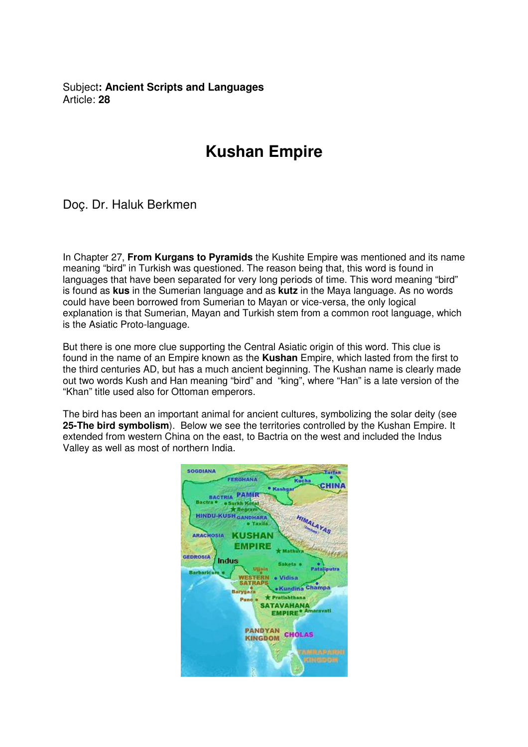Subject**: Ancient Scripts and Languages**
Article: **28**

# Kushan Empire

Doç. Dr. Haluk Berkmen

In Chapter 27, **From Kurgans to Pyramids** the Kushite Empire was mentioned and its name meaning "bird" in Turkish was questioned. The reason being that, this word is found in languages that have been separated for very long periods of time. This word meaning "bird" is found as **kus** in the Sumerian language and as **kutz** in the Maya language. As no words could have been borrowed from Sumerian to Mayan or vice-versa, the only logical explanation is that Sumerian, Mayan and Turkish stem from a common root language, which is the Asiatic Proto-language.

But there is one more clue supporting the Central Asiatic origin of this word. This clue is found in the name of an Empire known as the **Kushan** Empire, which lasted from the first to the third centuries AD, but has a much ancient beginning. The Kushan name is clearly made out two words Kush and Han meaning "bird" and "king", where "Han" is a late version of the "Khan" title used also for Ottoman emperors.

The bird has been an important animal for ancient cultures, symbolizing the solar deity (see **25-The bird symbolism**). Below we see the territories controlled by the Kushan Empire. It extended from western China on the east, to Bactria on the west and included the Indus Valley as well as most of northern India.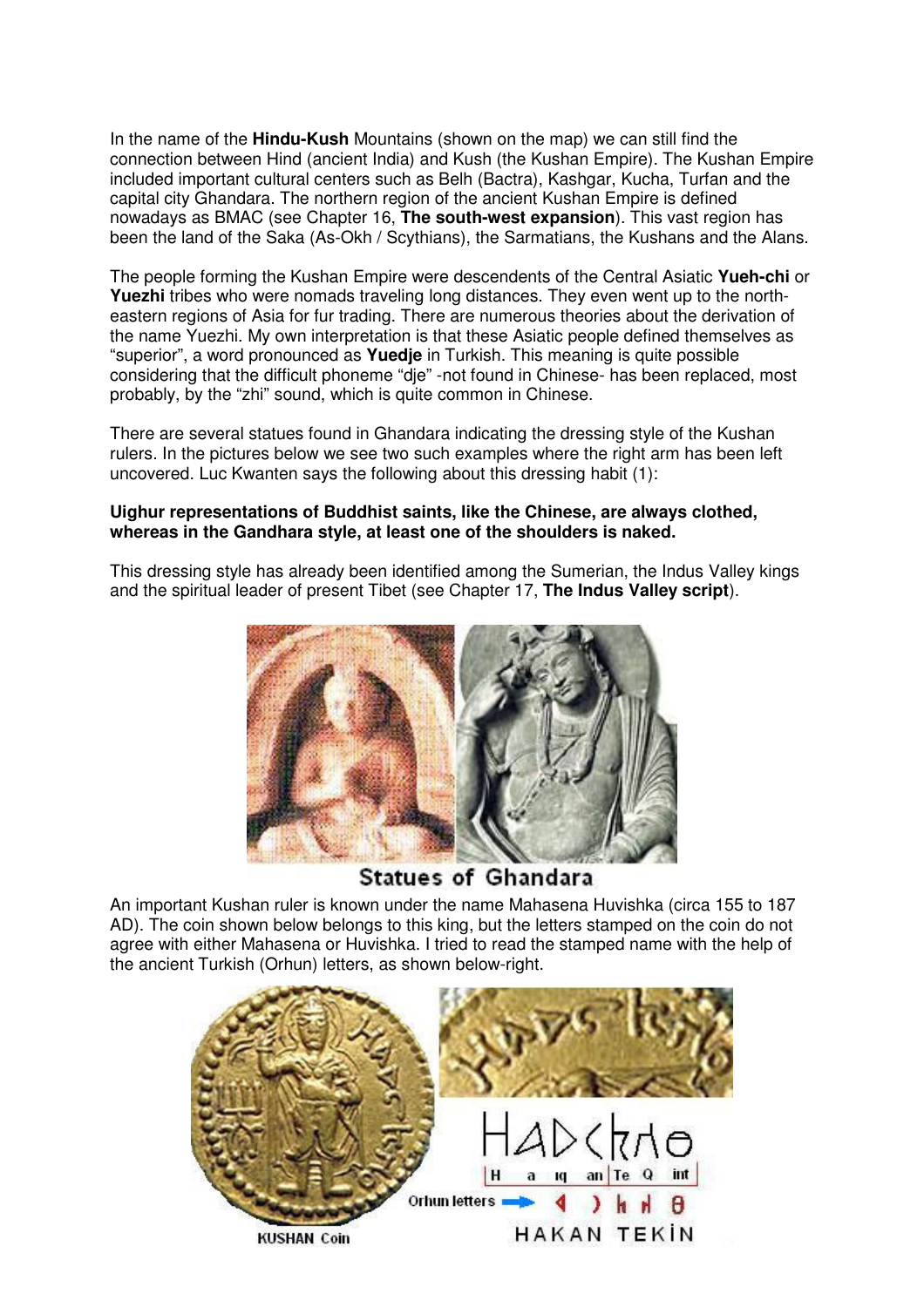In the name of the **Hindu-Kush** Mountains (shown on the map) we can still find the connection between Hind (ancient India) and Kush (the Kushan Empire). The Kushan Empire included important cultural centers such as Belh (Bactra), Kashgar, Kucha, Turfan and the capital city Ghandara. The northern region of the ancient Kushan Empire is defined nowadays as BMAC (see Chapter 16, **The south-west expansion**). This vast region has been the land of the Saka (As-Okh / Scythians), the Sarmatians, the Kushans and the Alans.

The people forming the Kushan Empire were descendents of the Central Asiatic **Yueh-chi** or **Yuezhi** tribes who were nomads traveling long distances. They even went up to the north-eastern regions of Asia for fur trading. There are numerous theories about the derivation of the name Yuezhi. My own interpretation is that these Asiatic people defined themselves as "superior", a word pronounced as **Yuedje** in Turkish. This meaning is quite possible considering that the difficult phoneme "dje" -not found in Chinese- has been replaced, most probably, by the "zhi" sound, which is quite common in Chinese.

There are several statues found in Ghandara indicating the dressing style of the Kushan rulers. In the pictures below we see two such examples where the right arm has been left uncovered. Luc Kwanten says the following about this dressing habit (1):

**Uighur representations of Buddhist saints, like the Chinese, are always clothed, whereas in the Gandhara style, at least one of the shoulders is naked.**

This dressing style has already been identified among the Sumerian, the Indus Valley kings and the spiritual leader of present Tibet (see Chapter 17, **The Indus Valley script**).

Statues of Ghandara

An important Kushan ruler is known under the name Mahasena Huvishka (circa 155 to 187 AD). The coin shown below belongs to this king, but the letters stamped on the coin do not agree with either Mahasena or Huvishka. I tried to read the stamped name with the help of the ancient Turkish (Orhun) letters, as shown below-right.

KUSHAN Coin

Orhun letters

HAKAN TEKİN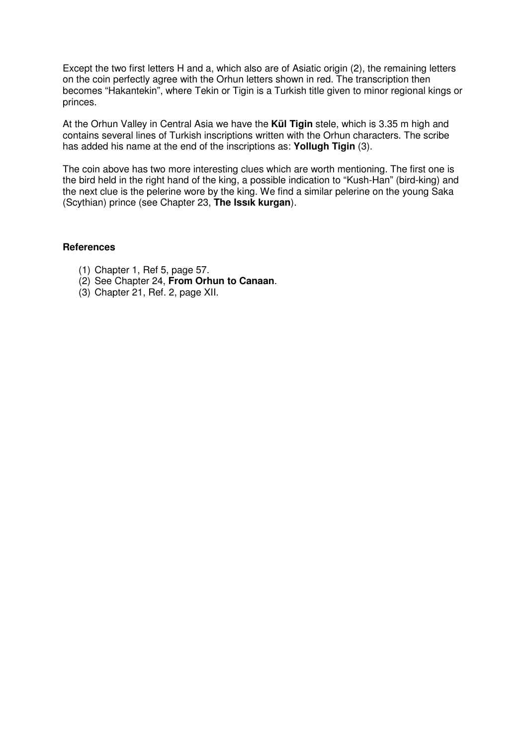Except the two first letters H and a, which also are of Asiatic origin (2), the remaining letters on the coin perfectly agree with the Orhun letters shown in red. The transcription then becomes "Hakantekin", where Tekin or Tigin is a Turkish title given to minor regional kings or princes.

At the Orhun Valley in Central Asia we have the **Kül Tigin** stele, which is 3.35 m high and contains several lines of Turkish inscriptions written with the Orhun characters. The scribe has added his name at the end of the inscriptions as: **Yollugh Tigin** (3).

The coin above has two more interesting clues which are worth mentioning. The first one is the bird held in the right hand of the king, a possible indication to "Kush-Han" (bird-king) and the next clue is the pelerine wore by the king. We find a similar pelerine on the young Saka (Scythian) prince (see Chapter 23, **The Issık kurgan**).

**References**

(1) Chapter 1, Ref 5, page 57.
(2) See Chapter 24, **From Orhun to Canaan**.
(3) Chapter 21, Ref. 2, page XII.